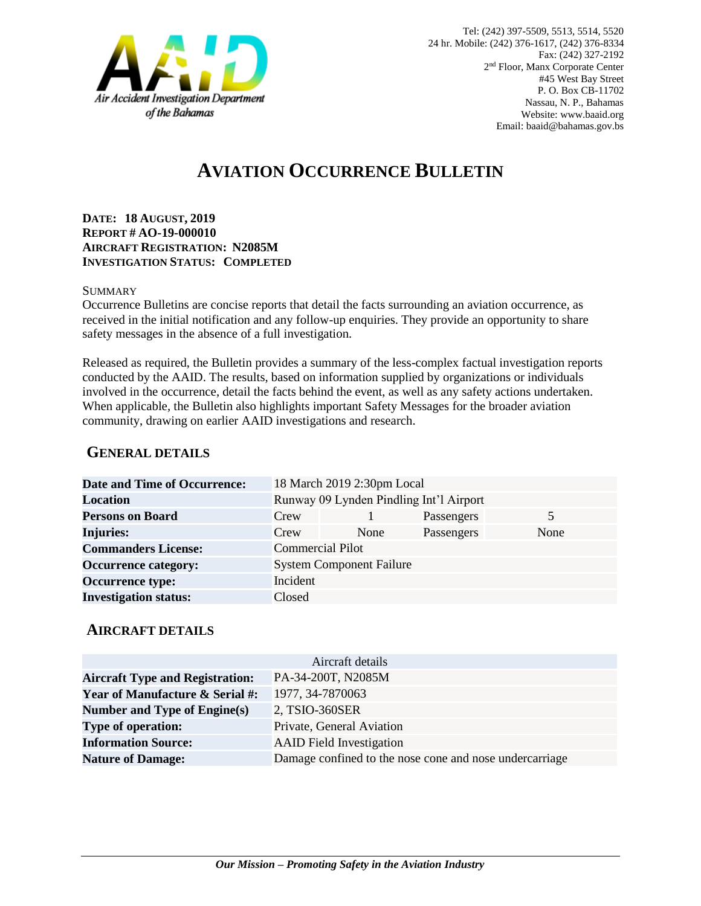Air Accident Investigation Department of the Bahamas

Tel: (242) 397-5509, 5513, 5514, 5520
24 hr. Mobile: (242) 376-1617, (242) 376-8334
Fax: (242) 327-2192
2nd Floor, Manx Corporate Center
#45 West Bay Street
P. O. Box CB-11702
Nassau, N. P., Bahamas
Website: www.baaid.org
Email: baaid@bahamas.gov.bs

# AVIATION OCCURRENCE BULLETIN

**DATE: 18 AUGUST, 2019**
**REPORT # AO-19-000010**
**AIRCRAFT REGISTRATION: N2085M**
**INVESTIGATION STATUS: COMPLETED**

SUMMARY

Occurrence Bulletins are concise reports that detail the facts surrounding an aviation occurrence, as received in the initial notification and any follow-up enquiries. They provide an opportunity to share safety messages in the absence of a full investigation.

Released as required, the Bulletin provides a summary of the less-complex factual investigation reports conducted by the AAID. The results, based on information supplied by organizations or individuals involved in the occurrence, detail the facts behind the event, as well as any safety actions undertaken. When applicable, the Bulletin also highlights important Safety Messages for the broader aviation community, drawing on earlier AAID investigations and research.

## GENERAL DETAILS

| | | | | |
|---|---|---|---|---|
| **Date and Time of Occurrence:** | 18 March 2019 2:30pm Local | | | |
| **Location** | Runway 09 Lynden Pindling Int'l Airport | | | |
| **Persons on Board** | Crew | 1 | Passengers | 5 |
| **Injuries:** | Crew | None | Passengers | None |
| **Commanders License:** | Commercial Pilot | | | |
| **Occurrence category:** | System Component Failure | | | |
| **Occurrence type:** | Incident | | | |
| **Investigation status:** | Closed | | | |

## AIRCRAFT DETAILS

| Aircraft details | |
|---|---|
| **Aircraft Type and Registration:** | PA-34-200T, N2085M |
| **Year of Manufacture & Serial #:** | 1977, 34-7870063 |
| **Number and Type of Engine(s)** | 2, TSIO-360SER |
| **Type of operation:** | Private, General Aviation |
| **Information Source:** | AAID Field Investigation |
| **Nature of Damage:** | Damage confined to the nose cone and nose undercarriage |

*Our Mission – Promoting Safety in the Aviation Industry*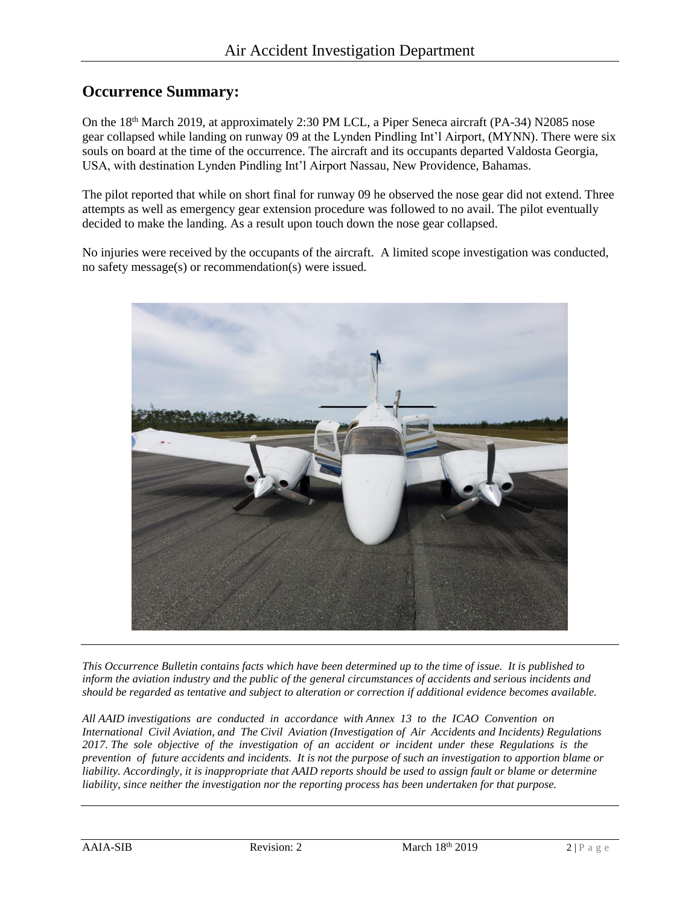## Occurrence Summary:

On the 18th March 2019, at approximately 2:30 PM LCL, a Piper Seneca aircraft (PA-34) N2085 nose gear collapsed while landing on runway 09 at the Lynden Pindling Int'l Airport, (MYNN). There were six souls on board at the time of the occurrence. The aircraft and its occupants departed Valdosta Georgia, USA, with destination Lynden Pindling Int'l Airport Nassau, New Providence, Bahamas.

The pilot reported that while on short final for runway 09 he observed the nose gear did not extend. Three attempts as well as emergency gear extension procedure was followed to no avail. The pilot eventually decided to make the landing. As a result upon touch down the nose gear collapsed.

No injuries were received by the occupants of the aircraft. A limited scope investigation was conducted, no safety message(s) or recommendation(s) were issued.

*This Occurrence Bulletin contains facts which have been determined up to the time of issue. It is published to inform the aviation industry and the public of the general circumstances of accidents and serious incidents and should be regarded as tentative and subject to alteration or correction if additional evidence becomes available.*

*All AAID investigations are conducted in accordance with Annex 13 to the ICAO Convention on International Civil Aviation, and The Civil Aviation (Investigation of Air Accidents and Incidents) Regulations 2017. The sole objective of the investigation of an accident or incident under these Regulations is the prevention of future accidents and incidents. It is not the purpose of such an investigation to apportion blame or liability. Accordingly, it is inappropriate that AAID reports should be used to assign fault or blame or determine liability, since neither the investigation nor the reporting process has been undertaken for that purpose.*